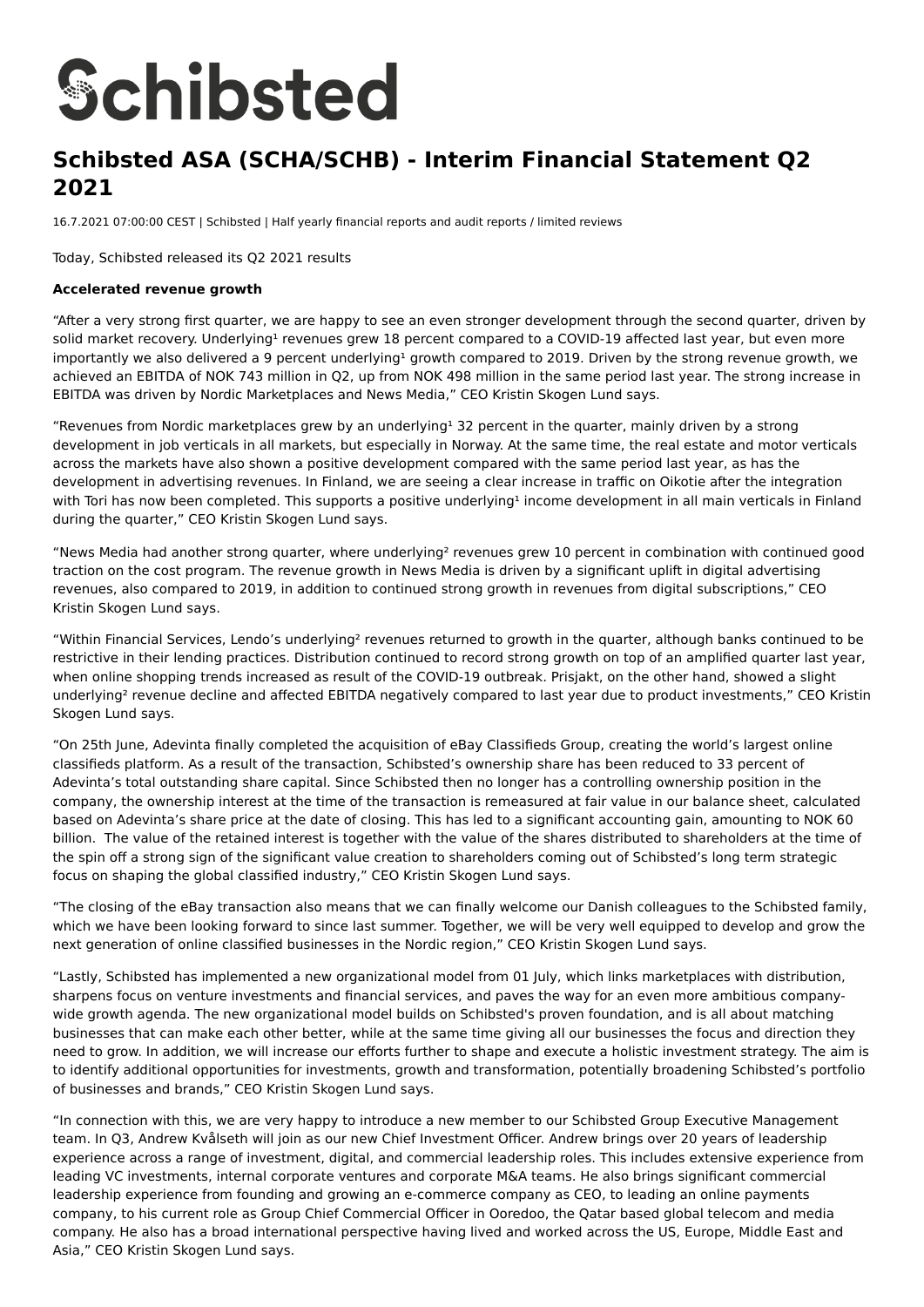# Schibsted

## Schibsted ASA (SCHA/SCHB) - Interim Financial Statement Q2 2021

16.7.2021 07:00:00 CEST | Schibsted | Half yearly financial reports and audit reports / limited reviews

Today, Schibsted released its Q2 2021 results

**Accelerated revenue growth**

"After a very strong first quarter, we are happy to see an even stronger development through the second quarter, driven by solid market recovery. Underlying[1] revenues grew 18 percent compared to a COVID-19 affected last year, but even more importantly we also delivered a 9 percent underlying[1] growth compared to 2019. Driven by the strong revenue growth, we achieved an EBITDA of NOK 743 million in Q2, up from NOK 498 million in the same period last year. The strong increase in EBITDA was driven by Nordic Marketplaces and News Media," CEO Kristin Skogen Lund says.

"Revenues from Nordic marketplaces grew by an underlying[1] 32 percent in the quarter, mainly driven by a strong development in job verticals in all markets, but especially in Norway. At the same time, the real estate and motor verticals across the markets have also shown a positive development compared with the same period last year, as has the development in advertising revenues. In Finland, we are seeing a clear increase in traffic on Oikotie after the integration with Tori has now been completed. This supports a positive underlying[1] income development in all main verticals in Finland during the quarter," CEO Kristin Skogen Lund says.

"News Media had another strong quarter, where underlying[2] revenues grew 10 percent in combination with continued good traction on the cost program. The revenue growth in News Media is driven by a significant uplift in digital advertising revenues, also compared to 2019, in addition to continued strong growth in revenues from digital subscriptions," CEO Kristin Skogen Lund says.

"Within Financial Services, Lendo's underlying[2] revenues returned to growth in the quarter, although banks continued to be restrictive in their lending practices. Distribution continued to record strong growth on top of an amplified quarter last year, when online shopping trends increased as result of the COVID-19 outbreak. Prisjakt, on the other hand, showed a slight underlying[2] revenue decline and affected EBITDA negatively compared to last year due to product investments," CEO Kristin Skogen Lund says.

"On 25th June, Adevinta finally completed the acquisition of eBay Classifieds Group, creating the world's largest online classifieds platform. As a result of the transaction, Schibsted's ownership share has been reduced to 33 percent of Adevinta's total outstanding share capital. Since Schibsted then no longer has a controlling ownership position in the company, the ownership interest at the time of the transaction is remeasured at fair value in our balance sheet, calculated based on Adevinta's share price at the date of closing. This has led to a significant accounting gain, amounting to NOK 60 billion. The value of the retained interest is together with the value of the shares distributed to shareholders at the time of the spin off a strong sign of the significant value creation to shareholders coming out of Schibsted's long term strategic focus on shaping the global classified industry," CEO Kristin Skogen Lund says.

"The closing of the eBay transaction also means that we can finally welcome our Danish colleagues to the Schibsted family, which we have been looking forward to since last summer. Together, we will be very well equipped to develop and grow the next generation of online classified businesses in the Nordic region," CEO Kristin Skogen Lund says.

"Lastly, Schibsted has implemented a new organizational model from 01 July, which links marketplaces with distribution, sharpens focus on venture investments and financial services, and paves the way for an even more ambitious company-wide growth agenda. The new organizational model builds on Schibsted's proven foundation, and is all about matching businesses that can make each other better, while at the same time giving all our businesses the focus and direction they need to grow. In addition, we will increase our efforts further to shape and execute a holistic investment strategy. The aim is to identify additional opportunities for investments, growth and transformation, potentially broadening Schibsted's portfolio of businesses and brands," CEO Kristin Skogen Lund says.

"In connection with this, we are very happy to introduce a new member to our Schibsted Group Executive Management team. In Q3, Andrew Kvålseth will join as our new Chief Investment Officer. Andrew brings over 20 years of leadership experience across a range of investment, digital, and commercial leadership roles. This includes extensive experience from leading VC investments, internal corporate ventures and corporate M&A teams. He also brings significant commercial leadership experience from founding and growing an e-commerce company as CEO, to leading an online payments company, to his current role as Group Chief Commercial Officer in Ooredoo, the Qatar based global telecom and media company. He also has a broad international perspective having lived and worked across the US, Europe, Middle East and Asia," CEO Kristin Skogen Lund says.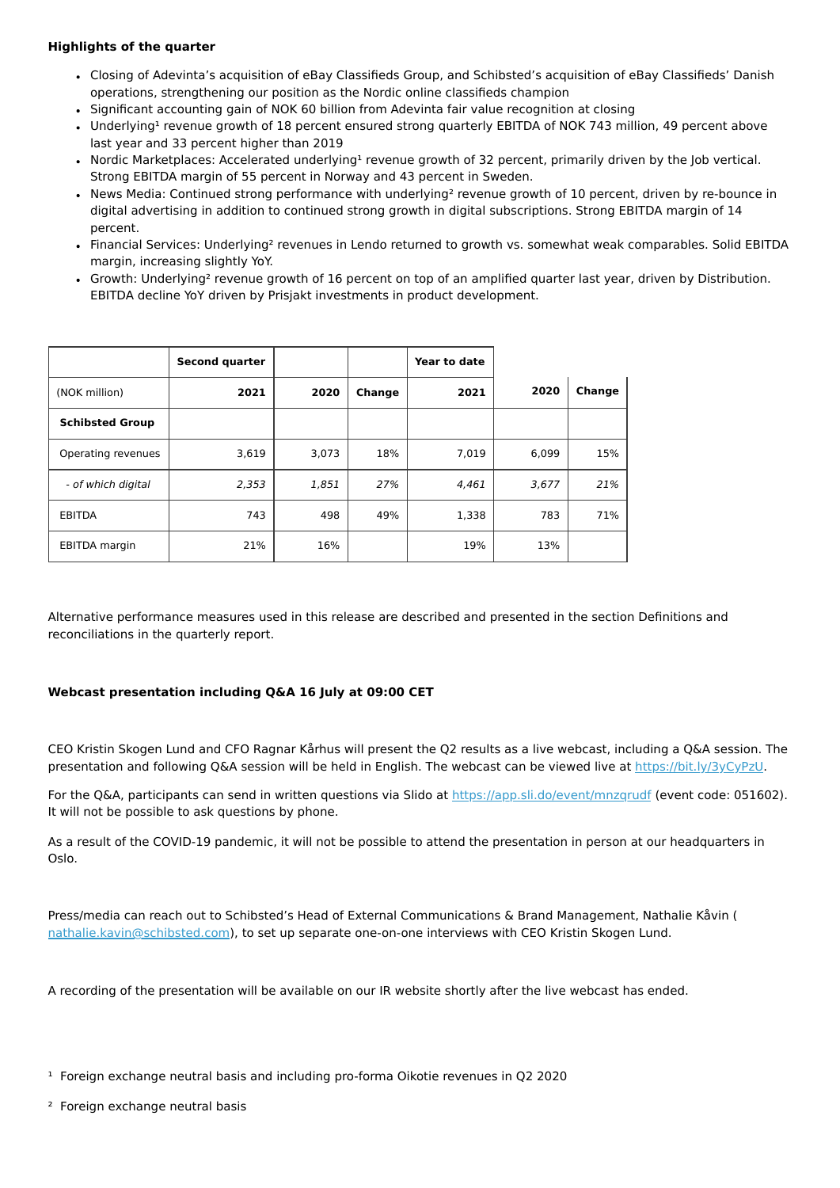**Highlights of the quarter**

- Closing of Adevinta's acquisition of eBay Classifieds Group, and Schibsted's acquisition of eBay Classifieds' Danish operations, strengthening our position as the Nordic online classifieds champion
- Significant accounting gain of NOK 60 billion from Adevinta fair value recognition at closing
- Underlying[1] revenue growth of 18 percent ensured strong quarterly EBITDA of NOK 743 million, 49 percent above last year and 33 percent higher than 2019
- Nordic Marketplaces: Accelerated underlying[1] revenue growth of 32 percent, primarily driven by the Job vertical. Strong EBITDA margin of 55 percent in Norway and 43 percent in Sweden.
- News Media: Continued strong performance with underlying[2] revenue growth of 10 percent, driven by re-bounce in digital advertising in addition to continued strong growth in digital subscriptions. Strong EBITDA margin of 14 percent.
- Financial Services: Underlying[2] revenues in Lendo returned to growth vs. somewhat weak comparables. Solid EBITDA margin, increasing slightly YoY.
- Growth: Underlying[2] revenue growth of 16 percent on top of an amplified quarter last year, driven by Distribution. EBITDA decline YoY driven by Prisjakt investments in product development.

| | **Second quarter** | | | **Year to date** | | |
|---|---|---|---|---|---|---|
| (NOK million) | **2021** | **2020** | **Change** | **2021** | **2020** | **Change** |
| **Schibsted Group** | | | | | | |
| Operating revenues | 3,619 | 3,073 | 18% | 7,019 | 6,099 | 15% |
| *- of which digital* | *2,353* | *1,851* | *27%* | *4,461* | *3,677* | *21%* |
| EBITDA | 743 | 498 | 49% | 1,338 | 783 | 71% |
| EBITDA margin | 21% | 16% | | 19% | 13% | |

Alternative performance measures used in this release are described and presented in the section Definitions and reconciliations in the quarterly report.

**Webcast presentation including Q&A 16 July at 09:00 CET**

CEO Kristin Skogen Lund and CFO Ragnar Kårhus will present the Q2 results as a live webcast, including a Q&A session. The presentation and following Q&A session will be held in English. The webcast can be viewed live at https://bit.ly/3yCyPzU.

For the Q&A, participants can send in written questions via Slido at https://app.sli.do/event/mnzqrudf (event code: 051602). It will not be possible to ask questions by phone.

As a result of the COVID-19 pandemic, it will not be possible to attend the presentation in person at our headquarters in Oslo.

Press/media can reach out to Schibsted's Head of External Communications & Brand Management, Nathalie Kåvin ( nathalie.kavin@schibsted.com), to set up separate one-on-one interviews with CEO Kristin Skogen Lund.

A recording of the presentation will be available on our IR website shortly after the live webcast has ended.

[1] Foreign exchange neutral basis and including pro-forma Oikotie revenues in Q2 2020

[2] Foreign exchange neutral basis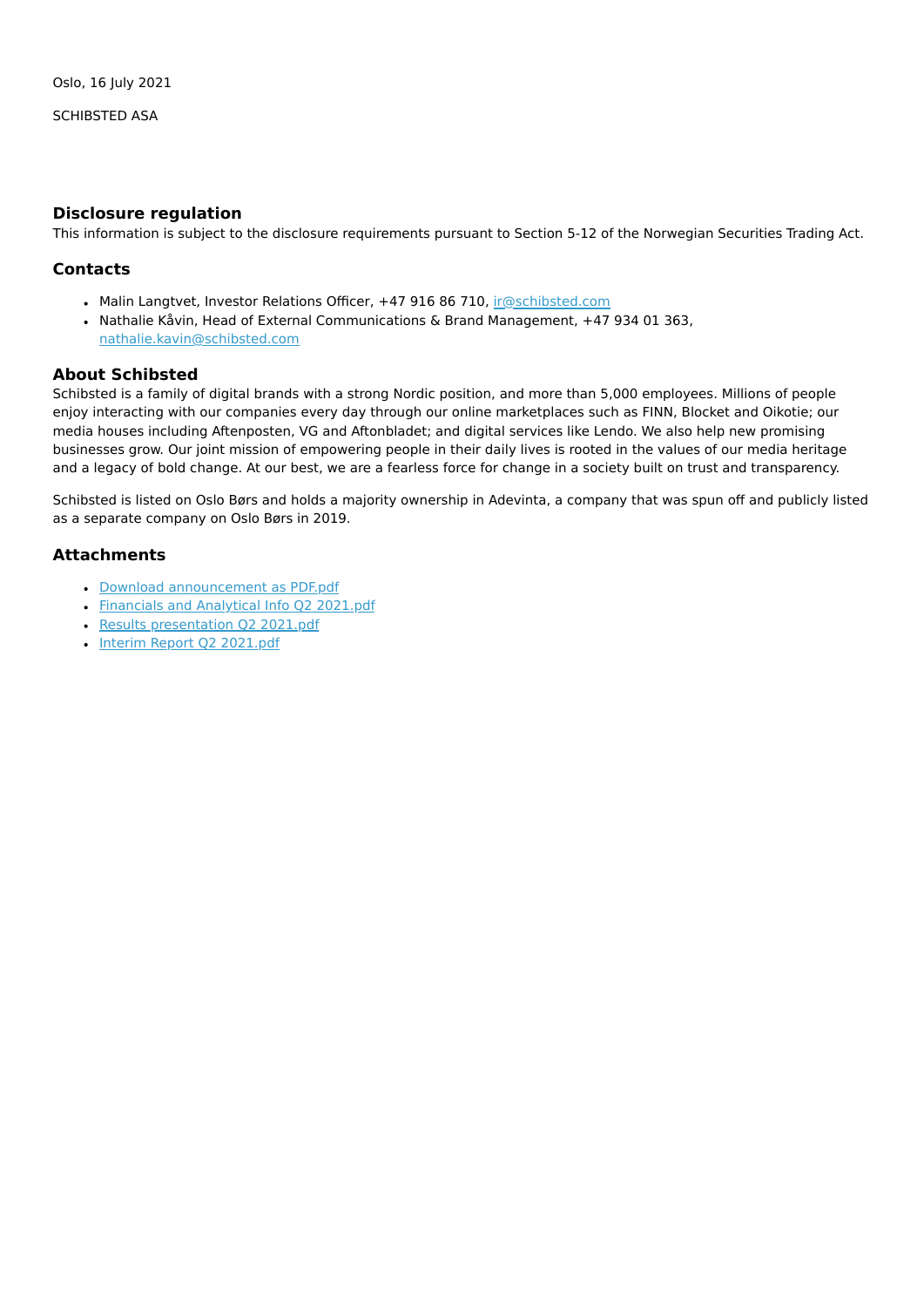Oslo, 16 July 2021

SCHIBSTED ASA

## Disclosure regulation

This information is subject to the disclosure requirements pursuant to Section 5-12 of the Norwegian Securities Trading Act.

## Contacts

- Malin Langtvet, Investor Relations Officer, +47 916 86 710, ir@schibsted.com
- Nathalie Kåvin, Head of External Communications & Brand Management, +47 934 01 363, nathalie.kavin@schibsted.com

## About Schibsted

Schibsted is a family of digital brands with a strong Nordic position, and more than 5,000 employees. Millions of people enjoy interacting with our companies every day through our online marketplaces such as FINN, Blocket and Oikotie; our media houses including Aftenposten, VG and Aftonbladet; and digital services like Lendo. We also help new promising businesses grow. Our joint mission of empowering people in their daily lives is rooted in the values of our media heritage and a legacy of bold change. At our best, we are a fearless force for change in a society built on trust and transparency.

Schibsted is listed on Oslo Børs and holds a majority ownership in Adevinta, a company that was spun off and publicly listed as a separate company on Oslo Børs in 2019.

## Attachments

- Download announcement as PDF.pdf
- Financials and Analytical Info Q2 2021.pdf
- Results presentation Q2 2021.pdf
- Interim Report Q2 2021.pdf